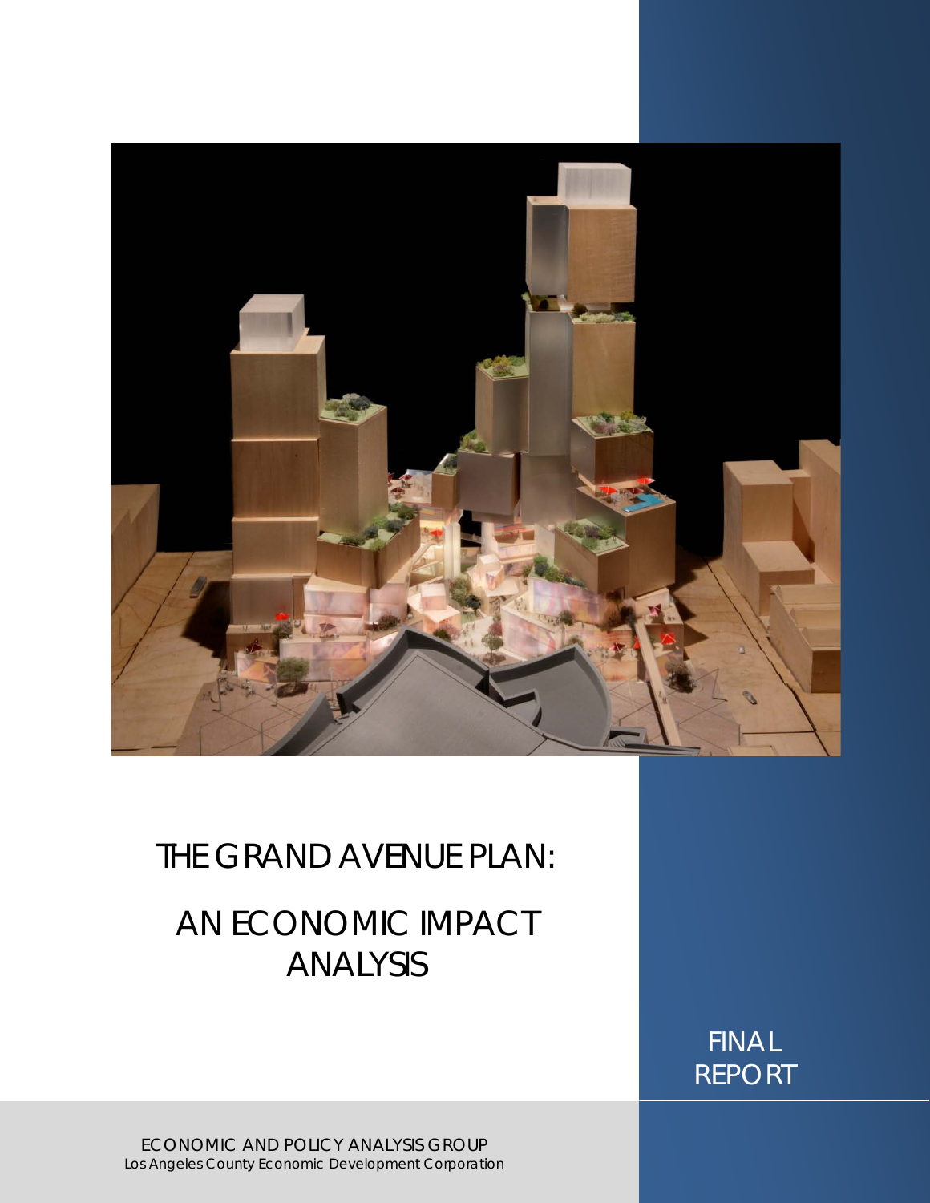# THE GRAND AVENUE PLAN:

# AN ECONOMIC IMPACT ANALYSIS

FINAL REPORT

ECONOMIC AND POLICY ANALYSIS GROUP
Los Angeles County Economic Development Corporation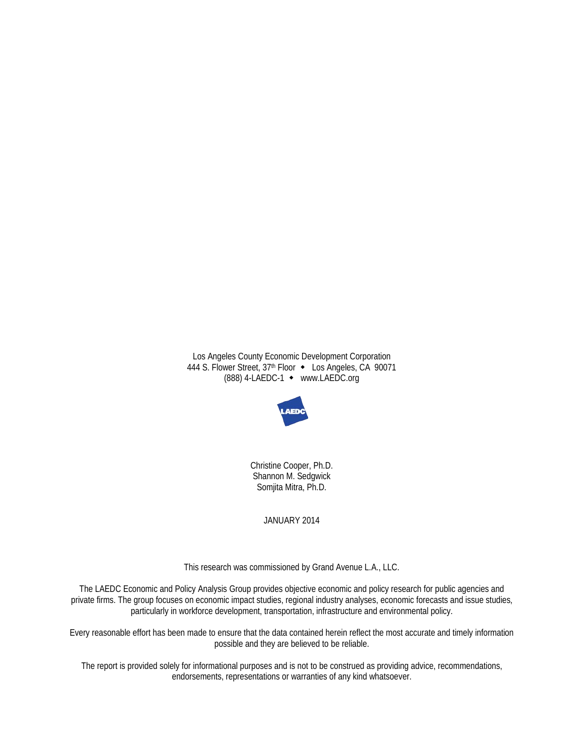Los Angeles County Economic Development Corporation
444 S. Flower Street, 37th Floor ◆ Los Angeles, CA 90071
(888) 4-LAEDC-1 ◆ www.LAEDC.org

LAEDC

Christine Cooper, Ph.D.
Shannon M. Sedgwick
Somjita Mitra, Ph.D.

JANUARY 2014

This research was commissioned by Grand Avenue L.A., LLC.

The LAEDC Economic and Policy Analysis Group provides objective economic and policy research for public agencies and private firms. The group focuses on economic impact studies, regional industry analyses, economic forecasts and issue studies, particularly in workforce development, transportation, infrastructure and environmental policy.

Every reasonable effort has been made to ensure that the data contained herein reflect the most accurate and timely information possible and they are believed to be reliable.

The report is provided solely for informational purposes and is not to be construed as providing advice, recommendations, endorsements, representations or warranties of any kind whatsoever.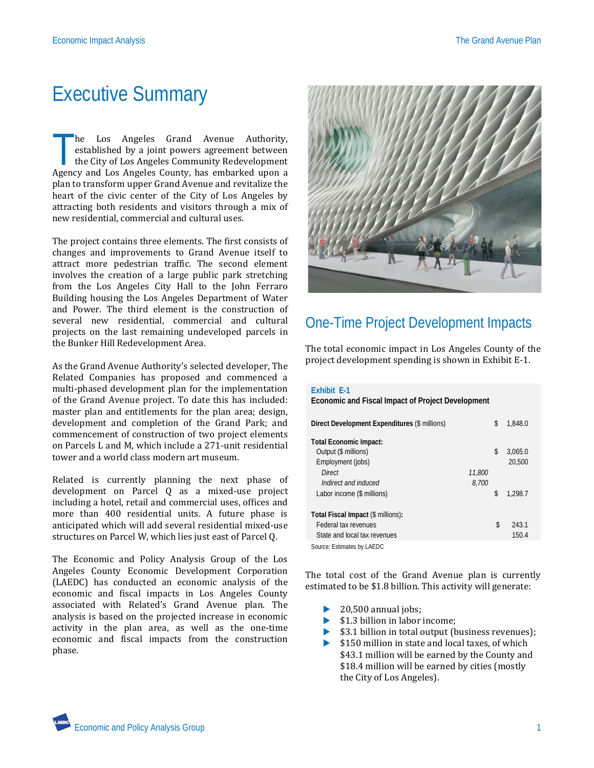# Executive Summary

The Los Angeles Grand Avenue Authority, established by a joint powers agreement between the City of Los Angeles Community Redevelopment Agency and Los Angeles County, has embarked upon a plan to transform upper Grand Avenue and revitalize the heart of the civic center of the City of Los Angeles by attracting both residents and visitors through a mix of new residential, commercial and cultural uses.

The project contains three elements. The first consists of changes and improvements to Grand Avenue itself to attract more pedestrian traffic. The second element involves the creation of a large public park stretching from the Los Angeles City Hall to the John Ferraro Building housing the Los Angeles Department of Water and Power. The third element is the construction of several new residential, commercial and cultural projects on the last remaining undeveloped parcels in the Bunker Hill Redevelopment Area.

As the Grand Avenue Authority's selected developer, The Related Companies has proposed and commenced a multi-phased development plan for the implementation of the Grand Avenue project. To date this has included: master plan and entitlements for the plan area; design, development and completion of the Grand Park; and commencement of construction of two project elements on Parcels L and M, which include a 271-unit residential tower and a world class modern art museum.

Related is currently planning the next phase of development on Parcel Q as a mixed-use project including a hotel, retail and commercial uses, offices and more than 400 residential units. A future phase is anticipated which will add several residential mixed-use structures on Parcel W, which lies just east of Parcel Q.

The Economic and Policy Analysis Group of the Los Angeles County Economic Development Corporation (LAEDC) has conducted an economic analysis of the economic and fiscal impacts in Los Angeles County associated with Related's Grand Avenue plan. The analysis is based on the projected increase in economic activity in the plan area, as well as the one-time economic and fiscal impacts from the construction phase.

## One-Time Project Development Impacts

The total economic impact in Los Angeles County of the project development spending is shown in Exhibit E-1.

**Exhibit E-1**
**Economic and Fiscal Impact of Project Development**

| | | | |
|---|---|---|---|
| **Direct Development Expenditures** ($ millions) | | $ | 1,848.0 |
| **Total Economic Impact:** | | | |
| Output ($ millions) | | $ | 3,065.0 |
| Employment (jobs) | | | 20,500 |
| *Direct* | *11,800* | | |
| *Indirect and induced* | *8,700* | | |
| Labor income ($ millions) | | $ | 1,298.7 |
| **Total Fiscal Impact** ($ millions): | | | |
| Federal tax revenues | | $ | 243.1 |
| State and local tax revenues | | | 150.4 |

Source: Estimates by LAEDC

The total cost of the Grand Avenue plan is currently estimated to be $1.8 billion. This activity will generate:

- 20,500 annual jobs;
- $1.3 billion in labor income;
- $3.1 billion in total output (business revenues);
- $150 million in state and local taxes, of which $43.1 million will be earned by the County and $18.4 million will be earned by cities (mostly the City of Los Angeles).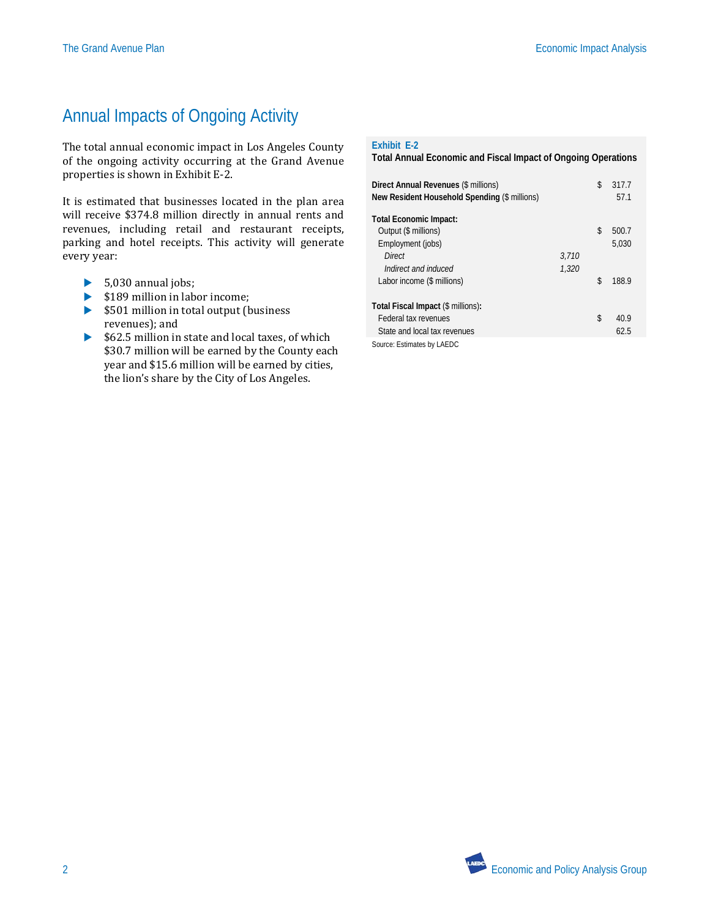## Annual Impacts of Ongoing Activity

The total annual economic impact in Los Angeles County of the ongoing activity occurring at the Grand Avenue properties is shown in Exhibit E-2.

It is estimated that businesses located in the plan area will receive $374.8 million directly in annual rents and revenues, including retail and restaurant receipts, parking and hotel receipts. This activity will generate every year:

- 5,030 annual jobs;
- $189 million in labor income;
- $501 million in total output (business revenues); and
- $62.5 million in state and local taxes, of which $30.7 million will be earned by the County each year and $15.6 million will be earned by cities, the lion's share by the City of Los Angeles.

**Exhibit E-2**
**Total Annual Economic and Fiscal Impact of Ongoing Operations**

| | | |
|---|---|---|
| **Direct Annual Revenues** ($ millions) | | $ 317.7 |
| **New Resident Household Spending** ($ millions) | | 57.1 |
| **Total Economic Impact:** | | |
| Output ($ millions) | | $ 500.7 |
| Employment (jobs) | | 5,030 |
| *Direct* | *3,710* | |
| *Indirect and induced* | *1,320* | |
| Labor income ($ millions) | | $ 188.9 |
| **Total Fiscal Impact** ($ millions)**:** | | |
| Federal tax revenues | | $ 40.9 |
| State and local tax revenues | | 62.5 |

Source: Estimates by LAEDC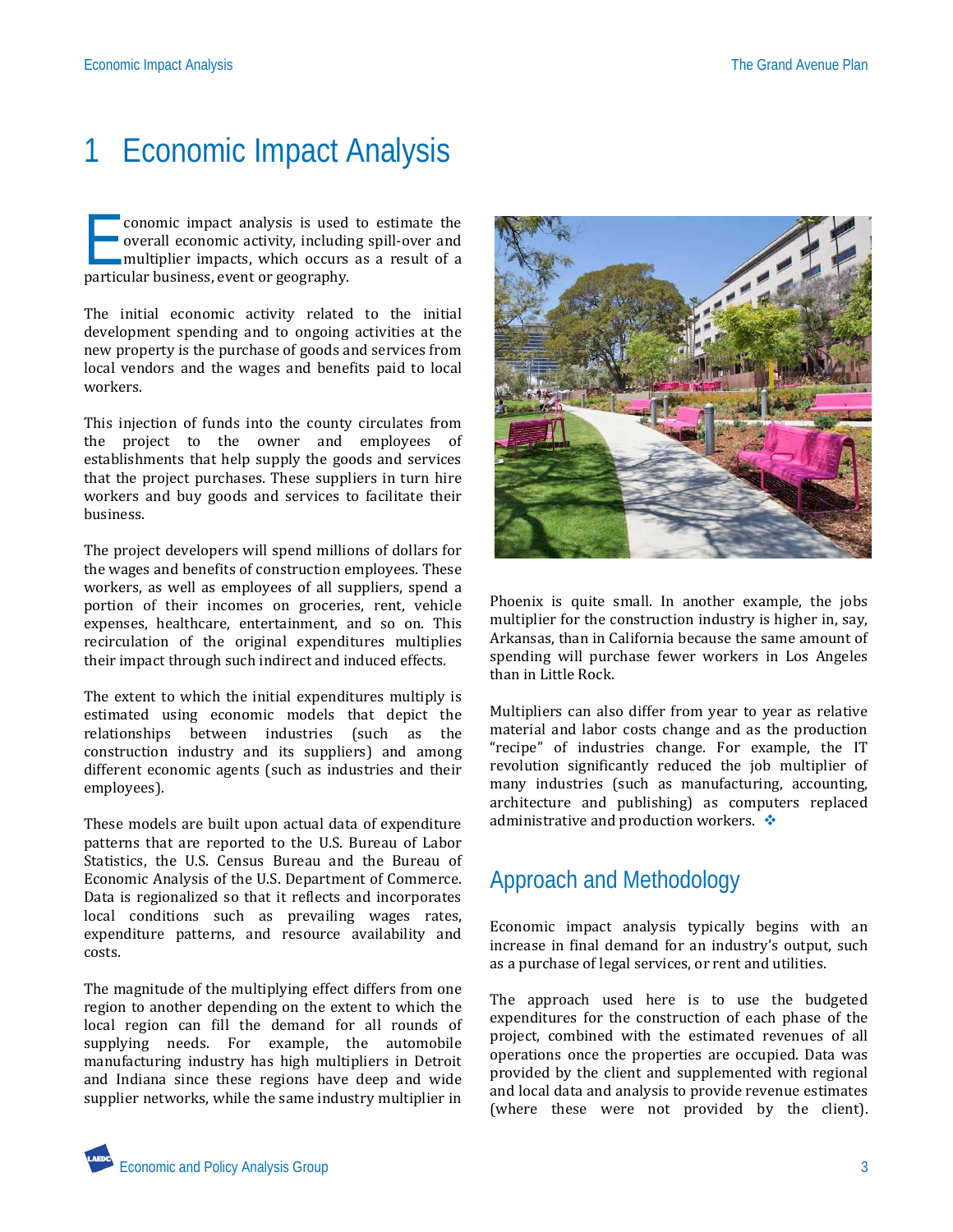# 1 Economic Impact Analysis

Economic impact analysis is used to estimate the overall economic activity, including spill-over and multiplier impacts, which occurs as a result of a particular business, event or geography.

The initial economic activity related to the initial development spending and to ongoing activities at the new property is the purchase of goods and services from local vendors and the wages and benefits paid to local workers.

This injection of funds into the county circulates from the project to the owner and employees of establishments that help supply the goods and services that the project purchases. These suppliers in turn hire workers and buy goods and services to facilitate their business.

The project developers will spend millions of dollars for the wages and benefits of construction employees. These workers, as well as employees of all suppliers, spend a portion of their incomes on groceries, rent, vehicle expenses, healthcare, entertainment, and so on. This recirculation of the original expenditures multiplies their impact through such indirect and induced effects.

The extent to which the initial expenditures multiply is estimated using economic models that depict the relationships between industries (such as the construction industry and its suppliers) and among different economic agents (such as industries and their employees).

These models are built upon actual data of expenditure patterns that are reported to the U.S. Bureau of Labor Statistics, the U.S. Census Bureau and the Bureau of Economic Analysis of the U.S. Department of Commerce. Data is regionalized so that it reflects and incorporates local conditions such as prevailing wages rates, expenditure patterns, and resource availability and costs.

The magnitude of the multiplying effect differs from one region to another depending on the extent to which the local region can fill the demand for all rounds of supplying needs. For example, the automobile manufacturing industry has high multipliers in Detroit and Indiana since these regions have deep and wide supplier networks, while the same industry multiplier in Phoenix is quite small. In another example, the jobs multiplier for the construction industry is higher in, say, Arkansas, than in California because the same amount of spending will purchase fewer workers in Los Angeles than in Little Rock.

Multipliers can also differ from year to year as relative material and labor costs change and as the production "recipe" of industries change. For example, the IT revolution significantly reduced the job multiplier of many industries (such as manufacturing, accounting, architecture and publishing) as computers replaced administrative and production workers. ❖

## Approach and Methodology

Economic impact analysis typically begins with an increase in final demand for an industry's output, such as a purchase of legal services, or rent and utilities.

The approach used here is to use the budgeted expenditures for the construction of each phase of the project, combined with the estimated revenues of all operations once the properties are occupied. Data was provided by the client and supplemented with regional and local data and analysis to provide revenue estimates (where these were not provided by the client).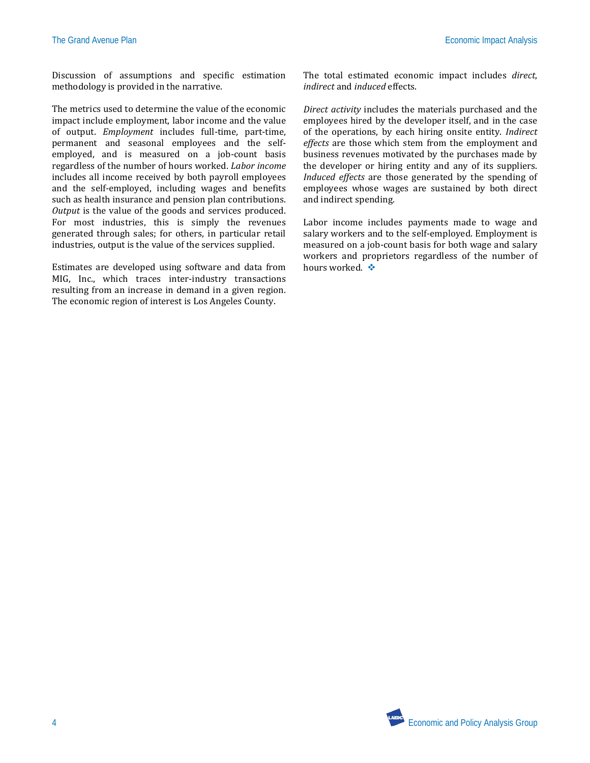Discussion of assumptions and specific estimation methodology is provided in the narrative.

The metrics used to determine the value of the economic impact include employment, labor income and the value of output. *Employment* includes full-time, part-time, permanent and seasonal employees and the self-employed, and is measured on a job-count basis regardless of the number of hours worked. *Labor income* includes all income received by both payroll employees and the self-employed, including wages and benefits such as health insurance and pension plan contributions. *Output* is the value of the goods and services produced. For most industries, this is simply the revenues generated through sales; for others, in particular retail industries, output is the value of the services supplied.

Estimates are developed using software and data from MIG, Inc., which traces inter-industry transactions resulting from an increase in demand in a given region. The economic region of interest is Los Angeles County.

The total estimated economic impact includes *direct, indirect* and *induced* effects.

*Direct activity* includes the materials purchased and the employees hired by the developer itself, and in the case of the operations, by each hiring onsite entity. *Indirect effects* are those which stem from the employment and business revenues motivated by the purchases made by the developer or hiring entity and any of its suppliers. *Induced effects* are those generated by the spending of employees whose wages are sustained by both direct and indirect spending.

Labor income includes payments made to wage and salary workers and to the self-employed. Employment is measured on a job-count basis for both wage and salary workers and proprietors regardless of the number of hours worked. ❖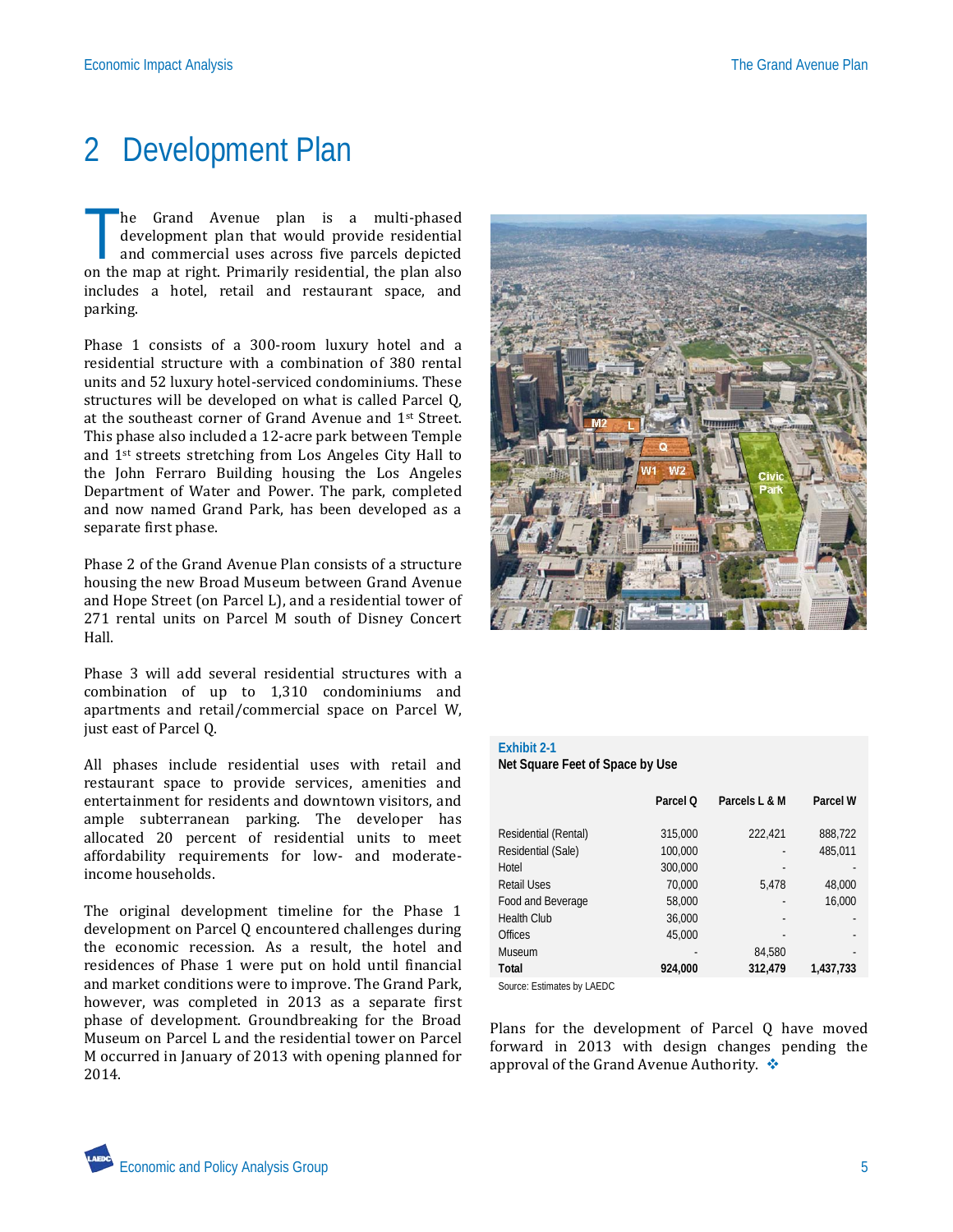# 2 Development Plan

The Grand Avenue plan is a multi-phased development plan that would provide residential and commercial uses across five parcels depicted on the map at right. Primarily residential, the plan also includes a hotel, retail and restaurant space, and parking.

Phase 1 consists of a 300-room luxury hotel and a residential structure with a combination of 380 rental units and 52 luxury hotel-serviced condominiums. These structures will be developed on what is called Parcel Q, at the southeast corner of Grand Avenue and 1st Street. This phase also included a 12-acre park between Temple and 1st streets stretching from Los Angeles City Hall to the John Ferraro Building housing the Los Angeles Department of Water and Power. The park, completed and now named Grand Park, has been developed as a separate first phase.

Phase 2 of the Grand Avenue Plan consists of a structure housing the new Broad Museum between Grand Avenue and Hope Street (on Parcel L), and a residential tower of 271 rental units on Parcel M south of Disney Concert Hall.

Phase 3 will add several residential structures with a combination of up to 1,310 condominiums and apartments and retail/commercial space on Parcel W, just east of Parcel Q.

All phases include residential uses with retail and restaurant space to provide services, amenities and entertainment for residents and downtown visitors, and ample subterranean parking. The developer has allocated 20 percent of residential units to meet affordability requirements for low- and moderate-income households.

The original development timeline for the Phase 1 development on Parcel Q encountered challenges during the economic recession. As a result, the hotel and residences of Phase 1 were put on hold until financial and market conditions were to improve. The Grand Park, however, was completed in 2013 as a separate first phase of development. Groundbreaking for the Broad Museum on Parcel L and the residential tower on Parcel M occurred in January of 2013 with opening planned for 2014.

**Exhibit 2-1**
**Net Square Feet of Space by Use**

| | Parcel Q | Parcels L & M | Parcel W |
|---|---|---|---|
| Residential (Rental) | 315,000 | 222,421 | 888,722 |
| Residential (Sale) | 100,000 | - | 485,011 |
| Hotel | 300,000 | - | - |
| Retail Uses | 70,000 | 5,478 | 48,000 |
| Food and Beverage | 58,000 | - | 16,000 |
| Health Club | 36,000 | - | - |
| Offices | 45,000 | - | - |
| Museum | - | 84,580 | - |
| **Total** | **924,000** | **312,479** | **1,437,733** |

Source: Estimates by LAEDC

Plans for the development of Parcel Q have moved forward in 2013 with design changes pending the approval of the Grand Avenue Authority. ❖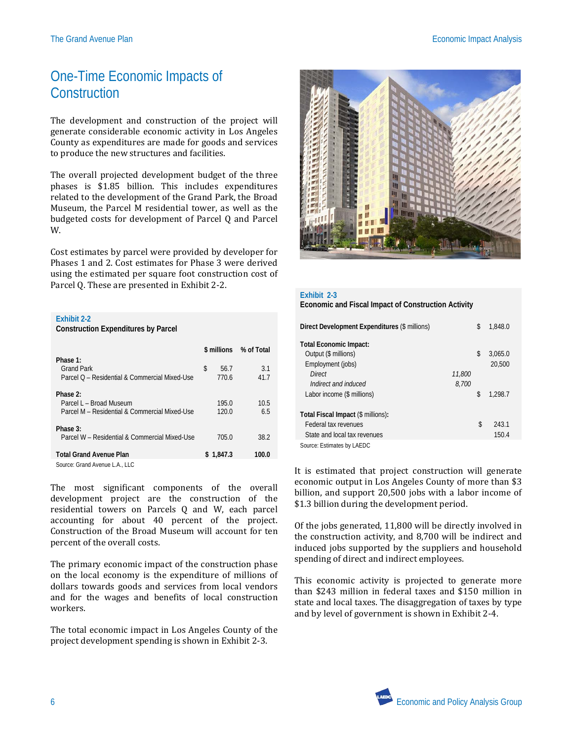# One-Time Economic Impacts of Construction

The development and construction of the project will generate considerable economic activity in Los Angeles County as expenditures are made for goods and services to produce the new structures and facilities.

The overall projected development budget of the three phases is $1.85 billion. This includes expenditures related to the development of the Grand Park, the Broad Museum, the Parcel M residential tower, as well as the budgeted costs for development of Parcel Q and Parcel W.

Cost estimates by parcel were provided by developer for Phases 1 and 2. Cost estimates for Phase 3 were derived using the estimated per square foot construction cost of Parcel Q. These are presented in Exhibit 2-2.

**Exhibit 2-2**
**Construction Expenditures by Parcel**

| | $ millions | % of Total |
|---|---|---|
| **Phase 1:** | | |
| Grand Park | $ 56.7 | 3.1 |
| Parcel Q – Residential & Commercial Mixed-Use | 770.6 | 41.7 |
| **Phase 2:** | | |
| Parcel L – Broad Museum | 195.0 | 10.5 |
| Parcel M – Residential & Commercial Mixed-Use | 120.0 | 6.5 |
| **Phase 3:** | | |
| Parcel W – Residential & Commercial Mixed-Use | 705.0 | 38.2 |
| **Total Grand Avenue Plan** | **$ 1,847.3** | **100.0** |

Source: Grand Avenue L.A., LLC

The most significant components of the overall development project are the construction of the residential towers on Parcels Q and W, each parcel accounting for about 40 percent of the project. Construction of the Broad Museum will account for ten percent of the overall costs.

The primary economic impact of the construction phase on the local economy is the expenditure of millions of dollars towards goods and services from local vendors and for the wages and benefits of local construction workers.

The total economic impact in Los Angeles County of the project development spending is shown in Exhibit 2-3.

**Exhibit 2-3**
**Economic and Fiscal Impact of Construction Activity**

| | | |
|---|---|---|
| **Direct Development Expenditures** ($ millions) | | $ 1,848.0 |
| **Total Economic Impact:** | | |
| Output ($ millions) | | $ 3,065.0 |
| Employment (jobs) | | 20,500 |
| *Direct* | *11,800* | |
| *Indirect and induced* | *8,700* | |
| Labor income ($ millions) | | $ 1,298.7 |
| **Total Fiscal Impact** ($ millions): | | |
| Federal tax revenues | | $ 243.1 |
| State and local tax revenues | | 150.4 |

Source: Estimates by LAEDC

It is estimated that project construction will generate economic output in Los Angeles County of more than $3 billion, and support 20,500 jobs with a labor income of $1.3 billion during the development period.

Of the jobs generated, 11,800 will be directly involved in the construction activity, and 8,700 will be indirect and induced jobs supported by the suppliers and household spending of direct and indirect employees.

This economic activity is projected to generate more than $243 million in federal taxes and $150 million in state and local taxes. The disaggregation of taxes by type and by level of government is shown in Exhibit 2-4.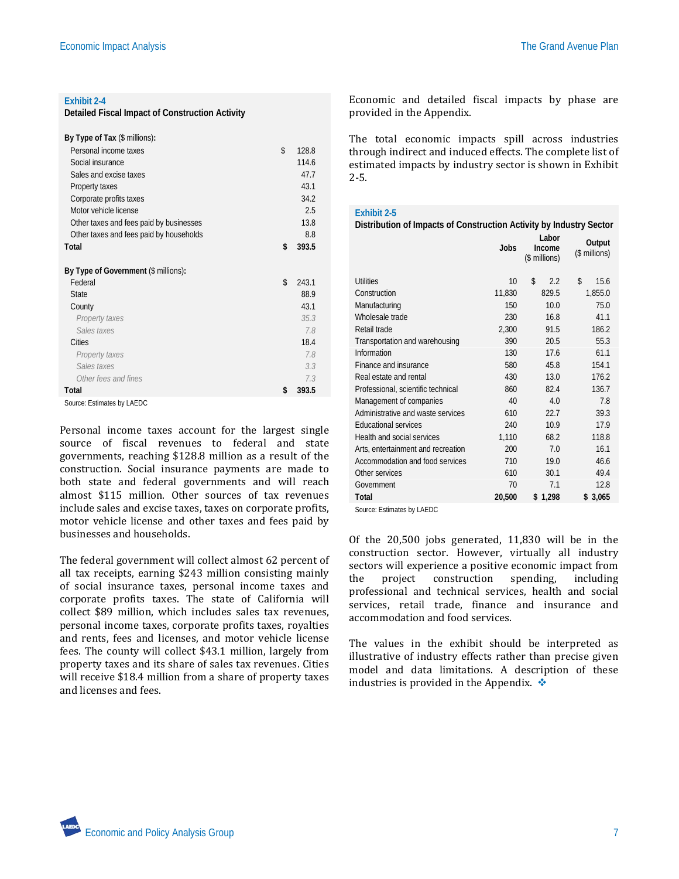**Exhibit 2-4**
**Detailed Fiscal Impact of Construction Activity**

| | |
|---|---|
| **By Type of Tax** ($ millions): | |
| Personal income taxes | $ 128.8 |
| Social insurance | 114.6 |
| Sales and excise taxes | 47.7 |
| Property taxes | 43.1 |
| Corporate profits taxes | 34.2 |
| Motor vehicle license | 2.5 |
| Other taxes and fees paid by businesses | 13.8 |
| Other taxes and fees paid by households | 8.8 |
| **Total** | **$ 393.5** |
| **By Type of Government** ($ millions): | |
| Federal | $ 243.1 |
| State | 88.9 |
| County | 43.1 |
| *Property taxes* | *35.3* |
| *Sales taxes* | *7.8* |
| Cities | 18.4 |
| *Property taxes* | *7.8* |
| *Sales taxes* | *3.3* |
| *Other fees and fines* | *7.3* |
| **Total** | **$ 393.5** |

Source: Estimates by LAEDC

Personal income taxes account for the largest single source of fiscal revenues to federal and state governments, reaching $128.8 million as a result of the construction. Social insurance payments are made to both state and federal governments and will reach almost $115 million. Other sources of tax revenues include sales and excise taxes, taxes on corporate profits, motor vehicle license and other taxes and fees paid by businesses and households.

The federal government will collect almost 62 percent of all tax receipts, earning $243 million consisting mainly of social insurance taxes, personal income taxes and corporate profits taxes. The state of California will collect $89 million, which includes sales tax revenues, personal income taxes, corporate profits taxes, royalties and rents, fees and licenses, and motor vehicle license fees. The county will collect $43.1 million, largely from property taxes and its share of sales tax revenues. Cities will receive $18.4 million from a share of property taxes and licenses and fees.

Economic and detailed fiscal impacts by phase are provided in the Appendix.

The total economic impacts spill across industries through indirect and induced effects. The complete list of estimated impacts by industry sector is shown in Exhibit 2-5.

**Exhibit 2-5**
**Distribution of Impacts of Construction Activity by Industry Sector**

| | Jobs | Labor Income ($ millions) | Output ($ millions) |
|---|---|---|---|
| Utilities | 10 | $ 2.2 | $ 15.6 |
| Construction | 11,830 | 829.5 | 1,855.0 |
| Manufacturing | 150 | 10.0 | 75.0 |
| Wholesale trade | 230 | 16.8 | 41.1 |
| Retail trade | 2,300 | 91.5 | 186.2 |
| Transportation and warehousing | 390 | 20.5 | 55.3 |
| Information | 130 | 17.6 | 61.1 |
| Finance and insurance | 580 | 45.8 | 154.1 |
| Real estate and rental | 430 | 13.0 | 176.2 |
| Professional, scientific technical | 860 | 82.4 | 136.7 |
| Management of companies | 40 | 4.0 | 7.8 |
| Administrative and waste services | 610 | 22.7 | 39.3 |
| Educational services | 240 | 10.9 | 17.9 |
| Health and social services | 1,110 | 68.2 | 118.8 |
| Arts, entertainment and recreation | 200 | 7.0 | 16.1 |
| Accommodation and food services | 710 | 19.0 | 46.6 |
| Other services | 610 | 30.1 | 49.4 |
| Government | 70 | 7.1 | 12.8 |
| **Total** | **20,500** | **$ 1,298** | **$ 3,065** |

Source: Estimates by LAEDC

Of the 20,500 jobs generated, 11,830 will be in the construction sector. However, virtually all industry sectors will experience a positive economic impact from the project construction spending, including professional and technical services, health and social services, retail trade, finance and insurance and accommodation and food services.

The values in the exhibit should be interpreted as illustrative of industry effects rather than precise given model and data limitations. A description of these industries is provided in the Appendix. ❖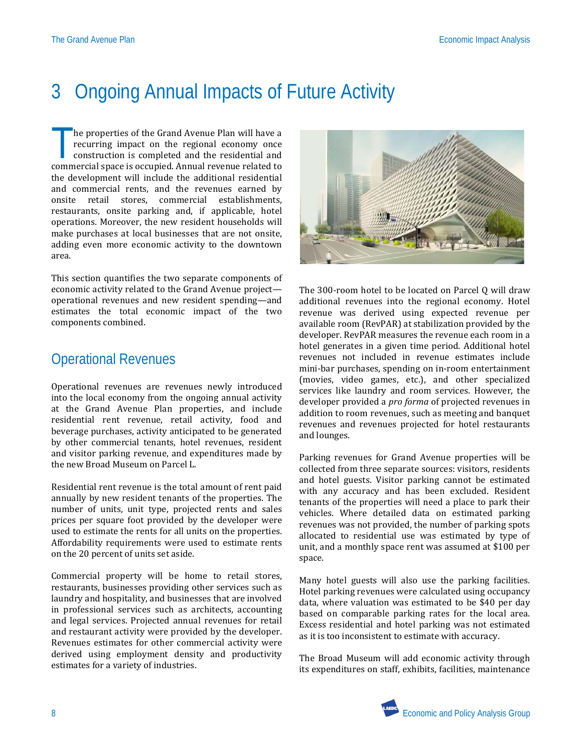# 3 Ongoing Annual Impacts of Future Activity

The properties of the Grand Avenue Plan will have a recurring impact on the regional economy once construction is completed and the residential and commercial space is occupied. Annual revenue related to the development will include the additional residential and commercial rents, and the revenues earned by onsite retail stores, commercial establishments, restaurants, onsite parking and, if applicable, hotel operations. Moreover, the new resident households will make purchases at local businesses that are not onsite, adding even more economic activity to the downtown area.

This section quantifies the two separate components of economic activity related to the Grand Avenue project—operational revenues and new resident spending—and estimates the total economic impact of the two components combined.

## Operational Revenues

Operational revenues are revenues newly introduced into the local economy from the ongoing annual activity at the Grand Avenue Plan properties, and include residential rent revenue, retail activity, food and beverage purchases, activity anticipated to be generated by other commercial tenants, hotel revenues, resident and visitor parking revenue, and expenditures made by the new Broad Museum on Parcel L.

Residential rent revenue is the total amount of rent paid annually by new resident tenants of the properties. The number of units, unit type, projected rents and sales prices per square foot provided by the developer were used to estimate the rents for all units on the properties. Affordability requirements were used to estimate rents on the 20 percent of units set aside.

Commercial property will be home to retail stores, restaurants, businesses providing other services such as laundry and hospitality, and businesses that are involved in professional services such as architects, accounting and legal services. Projected annual revenues for retail and restaurant activity were provided by the developer. Revenues estimates for other commercial activity were derived using employment density and productivity estimates for a variety of industries.

The 300-room hotel to be located on Parcel Q will draw additional revenues into the regional economy. Hotel revenue was derived using expected revenue per available room (RevPAR) at stabilization provided by the developer. RevPAR measures the revenue each room in a hotel generates in a given time period. Additional hotel revenues not included in revenue estimates include mini-bar purchases, spending on in-room entertainment (movies, video games, etc.), and other specialized services like laundry and room services. However, the developer provided a *pro forma* of projected revenues in addition to room revenues, such as meeting and banquet revenues and revenues projected for hotel restaurants and lounges.

Parking revenues for Grand Avenue properties will be collected from three separate sources: visitors, residents and hotel guests. Visitor parking cannot be estimated with any accuracy and has been excluded. Resident tenants of the properties will need a place to park their vehicles. Where detailed data on estimated parking revenues was not provided, the number of parking spots allocated to residential use was estimated by type of unit, and a monthly space rent was assumed at $100 per space.

Many hotel guests will also use the parking facilities. Hotel parking revenues were calculated using occupancy data, where valuation was estimated to be $40 per day based on comparable parking rates for the local area. Excess residential and hotel parking was not estimated as it is too inconsistent to estimate with accuracy.

The Broad Museum will add economic activity through its expenditures on staff, exhibits, facilities, maintenance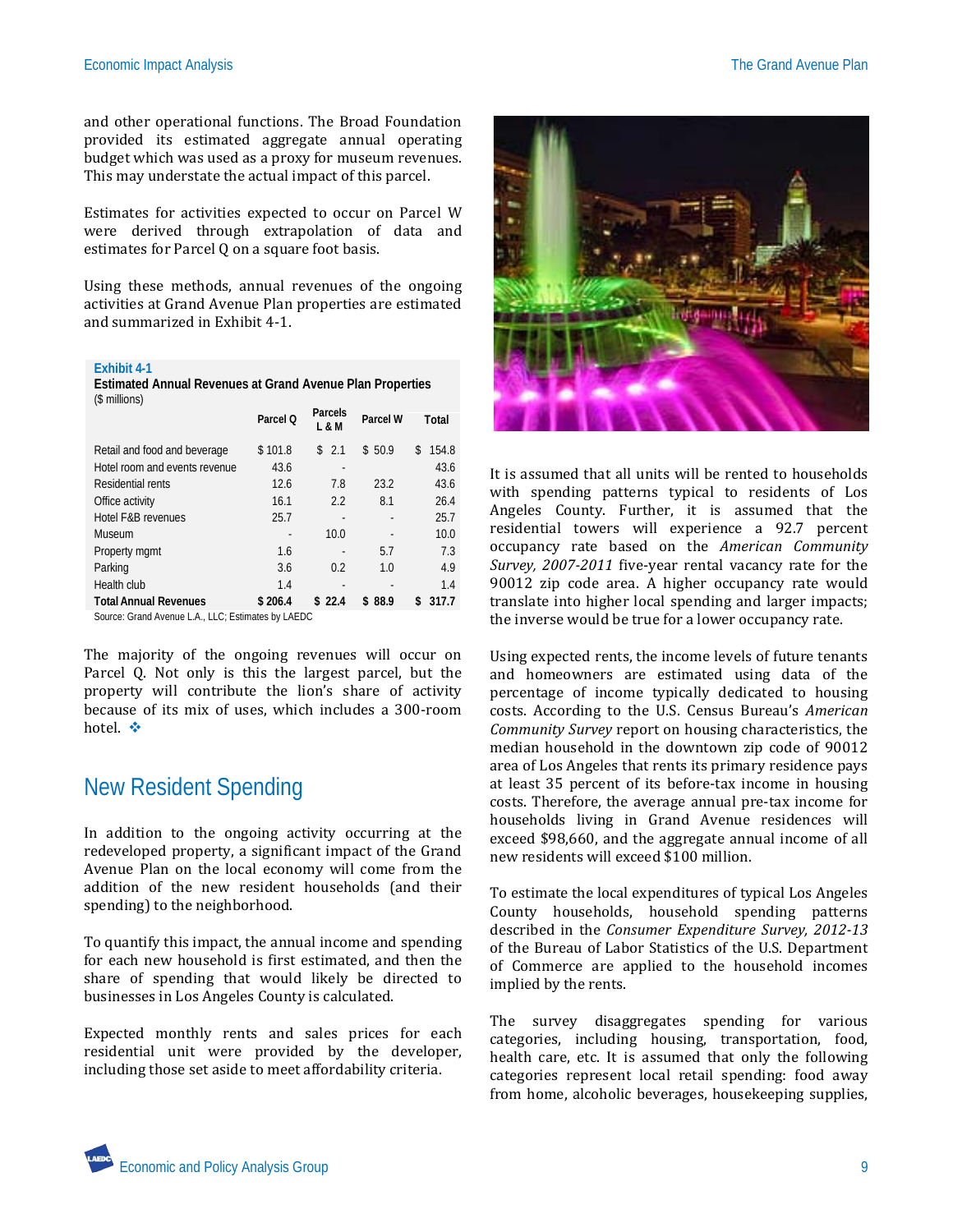and other operational functions. The Broad Foundation provided its estimated aggregate annual operating budget which was used as a proxy for museum revenues. This may understate the actual impact of this parcel.

Estimates for activities expected to occur on Parcel W were derived through extrapolation of data and estimates for Parcel Q on a square foot basis.

Using these methods, annual revenues of the ongoing activities at Grand Avenue Plan properties are estimated and summarized in Exhibit 4-1.

**Exhibit 4-1**
**Estimated Annual Revenues at Grand Avenue Plan Properties**
($ millions)

| | Parcel Q | Parcels L & M | Parcel W | Total |
|---|---|---|---|---|
| Retail and food and beverage | $ 101.8 | $ 2.1 | $ 50.9 | $ 154.8 |
| Hotel room and events revenue | 43.6 | - | | 43.6 |
| Residential rents | 12.6 | 7.8 | 23.2 | 43.6 |
| Office activity | 16.1 | 2.2 | 8.1 | 26.4 |
| Hotel F&B revenues | 25.7 | - | - | 25.7 |
| Museum | - | 10.0 | - | 10.0 |
| Property mgmt | 1.6 | - | 5.7 | 7.3 |
| Parking | 3.6 | 0.2 | 1.0 | 4.9 |
| Health club | 1.4 | - | - | 1.4 |
| **Total Annual Revenues** | **$ 206.4** | **$ 22.4** | **$ 88.9** | **$ 317.7** |

Source: Grand Avenue L.A., LLC; Estimates by LAEDC

The majority of the ongoing revenues will occur on Parcel Q. Not only is this the largest parcel, but the property will contribute the lion's share of activity because of its mix of uses, which includes a 300-room hotel. ❖

## New Resident Spending

In addition to the ongoing activity occurring at the redeveloped property, a significant impact of the Grand Avenue Plan on the local economy will come from the addition of the new resident households (and their spending) to the neighborhood.

To quantify this impact, the annual income and spending for each new household is first estimated, and then the share of spending that would likely be directed to businesses in Los Angeles County is calculated.

Expected monthly rents and sales prices for each residential unit were provided by the developer, including those set aside to meet affordability criteria.

It is assumed that all units will be rented to households with spending patterns typical to residents of Los Angeles County. Further, it is assumed that the residential towers will experience a 92.7 percent occupancy rate based on the *American Community Survey, 2007-2011* five-year rental vacancy rate for the 90012 zip code area. A higher occupancy rate would translate into higher local spending and larger impacts; the inverse would be true for a lower occupancy rate.

Using expected rents, the income levels of future tenants and homeowners are estimated using data of the percentage of income typically dedicated to housing costs. According to the U.S. Census Bureau's *American Community Survey* report on housing characteristics, the median household in the downtown zip code of 90012 area of Los Angeles that rents its primary residence pays at least 35 percent of its before-tax income in housing costs. Therefore, the average annual pre-tax income for households living in Grand Avenue residences will exceed $98,660, and the aggregate annual income of all new residents will exceed $100 million.

To estimate the local expenditures of typical Los Angeles County households, household spending patterns described in the *Consumer Expenditure Survey, 2012-13* of the Bureau of Labor Statistics of the U.S. Department of Commerce are applied to the household incomes implied by the rents.

The survey disaggregates spending for various categories, including housing, transportation, food, health care, etc. It is assumed that only the following categories represent local retail spending: food away from home, alcoholic beverages, housekeeping supplies,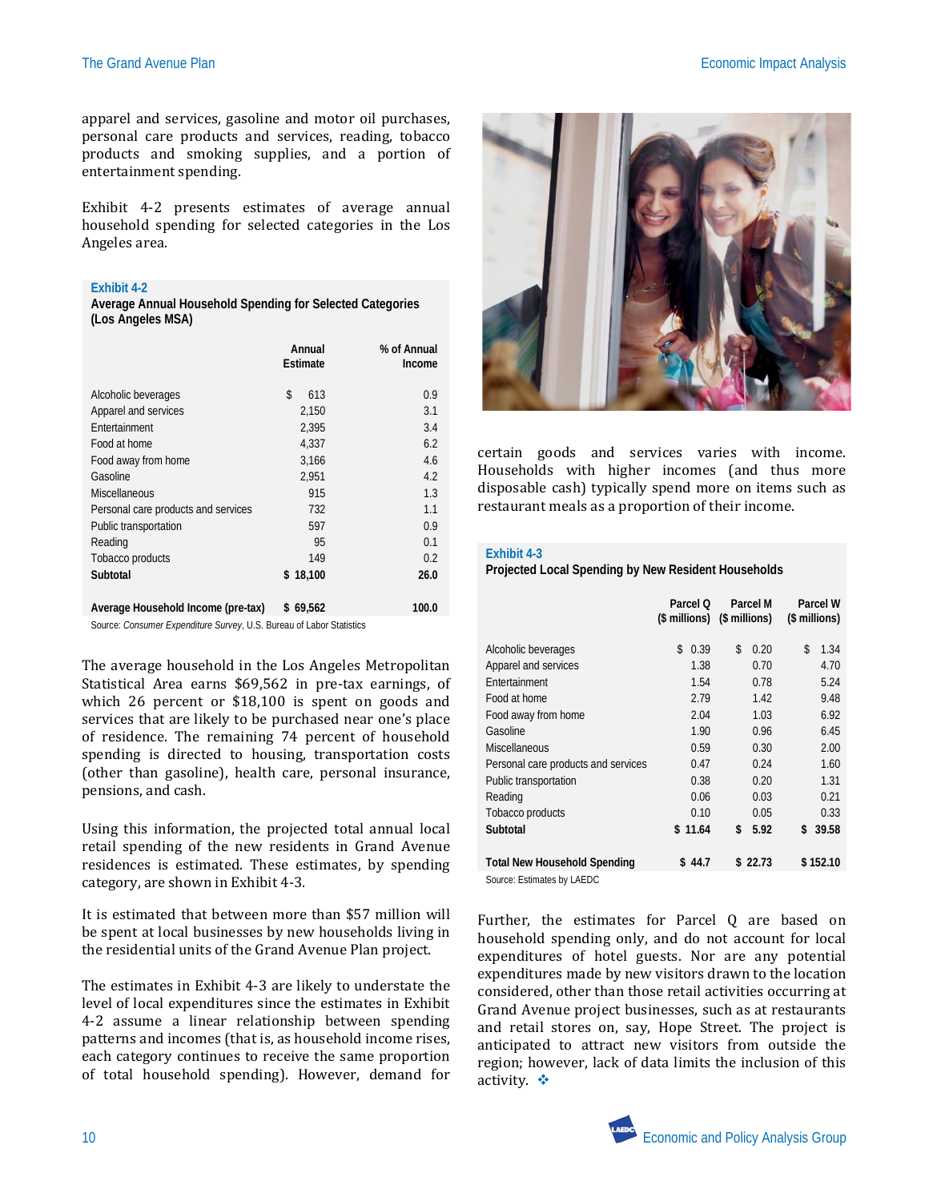apparel and services, gasoline and motor oil purchases, personal care products and services, reading, tobacco products and smoking supplies, and a portion of entertainment spending.

Exhibit 4-2 presents estimates of average annual household spending for selected categories in the Los Angeles area.

**Exhibit 4-2**
**Average Annual Household Spending for Selected Categories (Los Angeles MSA)**

| | Annual Estimate | % of Annual Income |
|---|---|---|
| Alcoholic beverages | $ 613 | 0.9 |
| Apparel and services | 2,150 | 3.1 |
| Entertainment | 2,395 | 3.4 |
| Food at home | 4,337 | 6.2 |
| Food away from home | 3,166 | 4.6 |
| Gasoline | 2,951 | 4.2 |
| Miscellaneous | 915 | 1.3 |
| Personal care products and services | 732 | 1.1 |
| Public transportation | 597 | 0.9 |
| Reading | 95 | 0.1 |
| Tobacco products | 149 | 0.2 |
| **Subtotal** | **$ 18,100** | **26.0** |
| **Average Household Income (pre-tax)** | **$ 69,562** | **100.0** |

Source: *Consumer Expenditure Survey*, U.S. Bureau of Labor Statistics

The average household in the Los Angeles Metropolitan Statistical Area earns $69,562 in pre-tax earnings, of which 26 percent or $18,100 is spent on goods and services that are likely to be purchased near one's place of residence. The remaining 74 percent of household spending is directed to housing, transportation costs (other than gasoline), health care, personal insurance, pensions, and cash.

Using this information, the projected total annual local retail spending of the new residents in Grand Avenue residences is estimated. These estimates, by spending category, are shown in Exhibit 4-3.

It is estimated that between more than $57 million will be spent at local businesses by new households living in the residential units of the Grand Avenue Plan project.

The estimates in Exhibit 4-3 are likely to understate the level of local expenditures since the estimates in Exhibit 4-2 assume a linear relationship between spending patterns and incomes (that is, as household income rises, each category continues to receive the same proportion of total household spending). However, demand for certain goods and services varies with income. Households with higher incomes (and thus more disposable cash) typically spend more on items such as restaurant meals as a proportion of their income.

**Exhibit 4-3**
**Projected Local Spending by New Resident Households**

| | Parcel Q ($ millions) | Parcel M ($ millions) | Parcel W ($ millions) |
|---|---|---|---|
| Alcoholic beverages | $ 0.39 | $ 0.20 | $ 1.34 |
| Apparel and services | 1.38 | 0.70 | 4.70 |
| Entertainment | 1.54 | 0.78 | 5.24 |
| Food at home | 2.79 | 1.42 | 9.48 |
| Food away from home | 2.04 | 1.03 | 6.92 |
| Gasoline | 1.90 | 0.96 | 6.45 |
| Miscellaneous | 0.59 | 0.30 | 2.00 |
| Personal care products and services | 0.47 | 0.24 | 1.60 |
| Public transportation | 0.38 | 0.20 | 1.31 |
| Reading | 0.06 | 0.03 | 0.21 |
| Tobacco products | 0.10 | 0.05 | 0.33 |
| **Subtotal** | **$ 11.64** | **$ 5.92** | **$ 39.58** |
| **Total New Household Spending** | **$ 44.7** | **$ 22.73** | **$ 152.10** |

Source: Estimates by LAEDC

Further, the estimates for Parcel Q are based on household spending only, and do not account for local expenditures of hotel guests. Nor are any potential expenditures made by new visitors drawn to the location considered, other than those retail activities occurring at Grand Avenue project businesses, such as at restaurants and retail stores on, say, Hope Street. The project is anticipated to attract new visitors from outside the region; however, lack of data limits the inclusion of this activity. ❖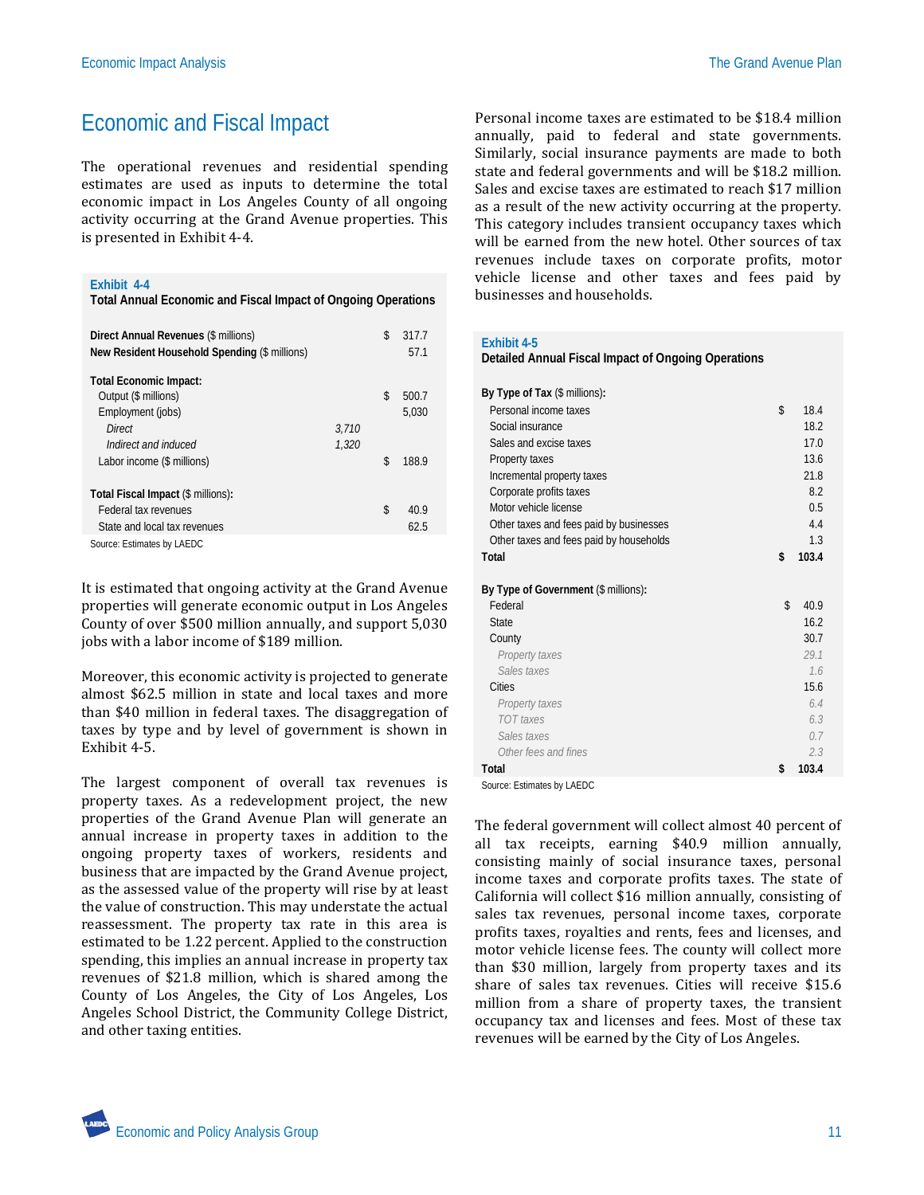## Economic and Fiscal Impact

The operational revenues and residential spending estimates are used as inputs to determine the total economic impact in Los Angeles County of all ongoing activity occurring at the Grand Avenue properties. This is presented in Exhibit 4-4.

**Exhibit 4-4**
**Total Annual Economic and Fiscal Impact of Ongoing Operations**

| | | | |
|---|---|---|---|
| **Direct Annual Revenues** ($ millions) | | $ | 317.7 |
| **New Resident Household Spending** ($ millions) | | | 57.1 |
| **Total Economic Impact:** | | | |
| Output ($ millions) | | $ | 500.7 |
| Employment (jobs) | | | 5,030 |
| *Direct* | *3,710* | | |
| *Indirect and induced* | *1,320* | | |
| Labor income ($ millions) | | $ | 188.9 |
| **Total Fiscal Impact** ($ millions): | | | |
| Federal tax revenues | | $ | 40.9 |
| State and local tax revenues | | | 62.5 |

Source: Estimates by LAEDC

It is estimated that ongoing activity at the Grand Avenue properties will generate economic output in Los Angeles County of over $500 million annually, and support 5,030 jobs with a labor income of $189 million.

Moreover, this economic activity is projected to generate almost $62.5 million in state and local taxes and more than $40 million in federal taxes. The disaggregation of taxes by type and by level of government is shown in Exhibit 4-5.

The largest component of overall tax revenues is property taxes. As a redevelopment project, the new properties of the Grand Avenue Plan will generate an annual increase in property taxes in addition to the ongoing property taxes of workers, residents and business that are impacted by the Grand Avenue project, as the assessed value of the property will rise by at least the value of construction. This may understate the actual reassessment. The property tax rate in this area is estimated to be 1.22 percent. Applied to the construction spending, this implies an annual increase in property tax revenues of $21.8 million, which is shared among the County of Los Angeles, the City of Los Angeles, Los Angeles School District, the Community College District, and other taxing entities.

Personal income taxes are estimated to be $18.4 million annually, paid to federal and state governments. Similarly, social insurance payments are made to both state and federal governments and will be $18.2 million. Sales and excise taxes are estimated to reach $17 million as a result of the new activity occurring at the property. This category includes transient occupancy taxes which will be earned from the new hotel. Other sources of tax revenues include taxes on corporate profits, motor vehicle license and other taxes and fees paid by businesses and households.

**Exhibit 4-5**
**Detailed Annual Fiscal Impact of Ongoing Operations**

| | | |
|---|---|---|
| **By Type of Tax** ($ millions): | | |
| Personal income taxes | $ | 18.4 |
| Social insurance | | 18.2 |
| Sales and excise taxes | | 17.0 |
| Property taxes | | 13.6 |
| Incremental property taxes | | 21.8 |
| Corporate profits taxes | | 8.2 |
| Motor vehicle license | | 0.5 |
| Other taxes and fees paid by businesses | | 4.4 |
| Other taxes and fees paid by households | | 1.3 |
| **Total** | **$** | **103.4** |
| **By Type of Government** ($ millions): | | |
| Federal | $ | 40.9 |
| State | | 16.2 |
| County | | 30.7 |
| *Property taxes* | | *29.1* |
| *Sales taxes* | | *1.6* |
| Cities | | 15.6 |
| *Property taxes* | | *6.4* |
| *TOT taxes* | | *6.3* |
| *Sales taxes* | | *0.7* |
| *Other fees and fines* | | *2.3* |
| **Total** | **$** | **103.4** |

Source: Estimates by LAEDC

The federal government will collect almost 40 percent of all tax receipts, earning $40.9 million annually, consisting mainly of social insurance taxes, personal income taxes and corporate profits taxes. The state of California will collect $16 million annually, consisting of sales tax revenues, personal income taxes, corporate profits taxes, royalties and rents, fees and licenses, and motor vehicle license fees. The county will collect more than $30 million, largely from property taxes and its share of sales tax revenues. Cities will receive $15.6 million from a share of property taxes, the transient occupancy tax and licenses and fees. Most of these tax revenues will be earned by the City of Los Angeles.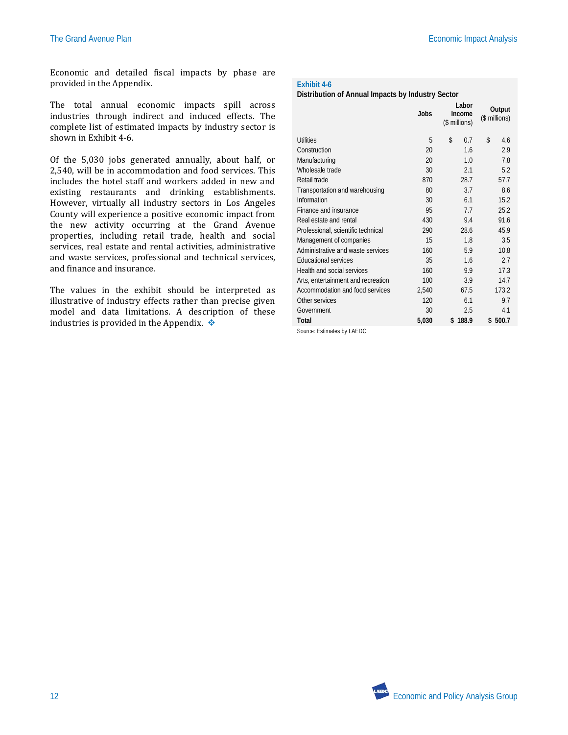Economic and detailed fiscal impacts by phase are provided in the Appendix.

The total annual economic impacts spill across industries through indirect and induced effects. The complete list of estimated impacts by industry sector is shown in Exhibit 4-6.

Of the 5,030 jobs generated annually, about half, or 2,540, will be in accommodation and food services. This includes the hotel staff and workers added in new and existing restaurants and drinking establishments. However, virtually all industry sectors in Los Angeles County will experience a positive economic impact from the new activity occurring at the Grand Avenue properties, including retail trade, health and social services, real estate and rental activities, administrative and waste services, professional and technical services, and finance and insurance.

The values in the exhibit should be interpreted as illustrative of industry effects rather than precise given model and data limitations. A description of these industries is provided in the Appendix. ❖

**Exhibit 4-6**
**Distribution of Annual Impacts by Industry Sector**

| | Jobs | Labor Income ($ millions) | Output ($ millions) |
|---|---|---|---|
| Utilities | 5 | $ 0.7 | $ 4.6 |
| Construction | 20 | 1.6 | 2.9 |
| Manufacturing | 20 | 1.0 | 7.8 |
| Wholesale trade | 30 | 2.1 | 5.2 |
| Retail trade | 870 | 28.7 | 57.7 |
| Transportation and warehousing | 80 | 3.7 | 8.6 |
| Information | 30 | 6.1 | 15.2 |
| Finance and insurance | 95 | 7.7 | 25.2 |
| Real estate and rental | 430 | 9.4 | 91.6 |
| Professional, scientific technical | 290 | 28.6 | 45.9 |
| Management of companies | 15 | 1.8 | 3.5 |
| Administrative and waste services | 160 | 5.9 | 10.8 |
| Educational services | 35 | 1.6 | 2.7 |
| Health and social services | 160 | 9.9 | 17.3 |
| Arts, entertainment and recreation | 100 | 3.9 | 14.7 |
| Accommodation and food services | 2,540 | 67.5 | 173.2 |
| Other services | 120 | 6.1 | 9.7 |
| Government | 30 | 2.5 | 4.1 |
| **Total** | **5,030** | **$ 188.9** | **$ 500.7** |

Source: Estimates by LAEDC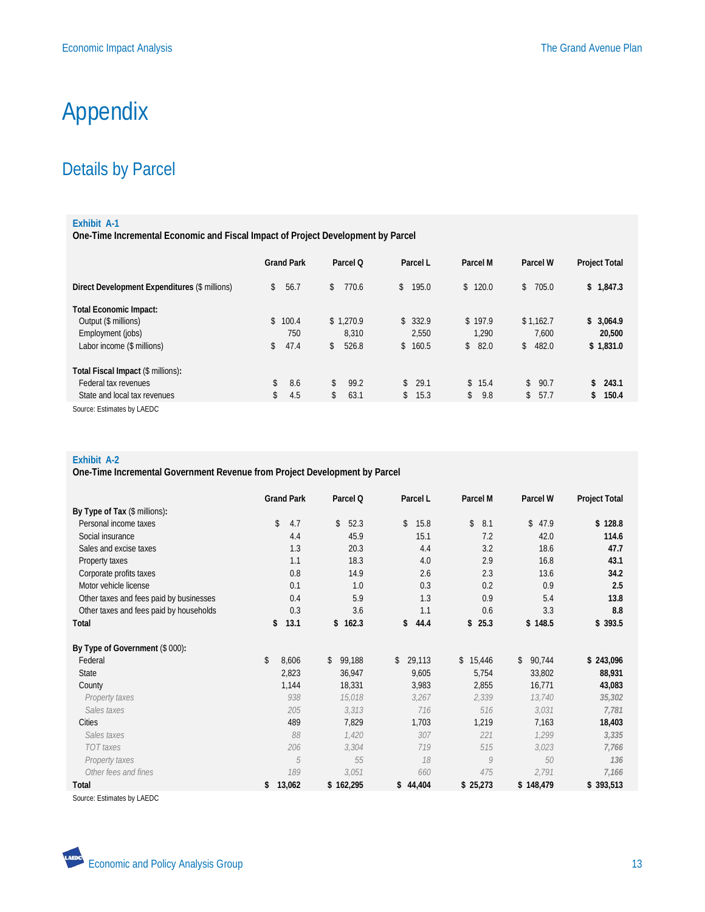# Appendix

## Details by Parcel

**Exhibit A-1**

**One-Time Incremental Economic and Fiscal Impact of Project Development by Parcel**

| | Grand Park | Parcel Q | Parcel L | Parcel M | Parcel W | Project Total |
|---|---|---|---|---|---|---|
| **Direct Development Expenditures** ($ millions) | $ 56.7 | $ 770.6 | $ 195.0 | $ 120.0 | $ 705.0 | **$ 1,847.3** |
| **Total Economic Impact:** | | | | | | |
| Output ($ millions) | $ 100.4 | $ 1,270.9 | $ 332.9 | $ 197.9 | $ 1,162.7 | **$ 3,064.9** |
| Employment (jobs) | 750 | 8,310 | 2,550 | 1,290 | 7,600 | **20,500** |
| Labor income ($ millions) | $ 47.4 | $ 526.8 | $ 160.5 | $ 82.0 | $ 482.0 | **$ 1,831.0** |
| **Total Fiscal Impact** ($ millions): | | | | | | |
| Federal tax revenues | $ 8.6 | $ 99.2 | $ 29.1 | $ 15.4 | $ 90.7 | **$ 243.1** |
| State and local tax revenues | $ 4.5 | $ 63.1 | $ 15.3 | $ 9.8 | $ 57.7 | **$ 150.4** |

Source: Estimates by LAEDC

**Exhibit A-2**

**One-Time Incremental Government Revenue from Project Development by Parcel**

| | Grand Park | Parcel Q | Parcel L | Parcel M | Parcel W | Project Total |
|---|---|---|---|---|---|---|
| **By Type of Tax** ($ millions): | | | | | | |
| Personal income taxes | $ 4.7 | $ 52.3 | $ 15.8 | $ 8.1 | $ 47.9 | **$ 128.8** |
| Social insurance | 4.4 | 45.9 | 15.1 | 7.2 | 42.0 | **114.6** |
| Sales and excise taxes | 1.3 | 20.3 | 4.4 | 3.2 | 18.6 | **47.7** |
| Property taxes | 1.1 | 18.3 | 4.0 | 2.9 | 16.8 | **43.1** |
| Corporate profits taxes | 0.8 | 14.9 | 2.6 | 2.3 | 13.6 | **34.2** |
| Motor vehicle license | 0.1 | 1.0 | 0.3 | 0.2 | 0.9 | **2.5** |
| Other taxes and fees paid by businesses | 0.4 | 5.9 | 1.3 | 0.9 | 5.4 | **13.8** |
| Other taxes and fees paid by households | 0.3 | 3.6 | 1.1 | 0.6 | 3.3 | **8.8** |
| **Total** | **$ 13.1** | **$ 162.3** | **$ 44.4** | **$ 25.3** | **$ 148.5** | **$ 393.5** |
| **By Type of Government** ($ 000): | | | | | | |
| Federal | $ 8,606 | $ 99,188 | $ 29,113 | $ 15,446 | $ 90,744 | **$ 243,096** |
| State | 2,823 | 36,947 | 9,605 | 5,754 | 33,802 | **88,931** |
| County | 1,144 | 18,331 | 3,983 | 2,855 | 16,771 | **43,083** |
| *Property taxes* | *938* | *15,018* | *3,267* | *2,339* | *13,740* | ***35,302*** |
| *Sales taxes* | *205* | *3,313* | *716* | *516* | *3,031* | ***7,781*** |
| Cities | 489 | 7,829 | 1,703 | 1,219 | 7,163 | **18,403** |
| *Sales taxes* | *88* | *1,420* | *307* | *221* | *1,299* | ***3,335*** |
| *TOT taxes* | *206* | *3,304* | *719* | *515* | *3,023* | ***7,766*** |
| *Property taxes* | *5* | *55* | *18* | *9* | *50* | ***136*** |
| *Other fees and fines* | *189* | *3,051* | *660* | *475* | *2,791* | ***7,166*** |
| **Total** | **$ 13,062** | **$ 162,295** | **$ 44,404** | **$ 25,273** | **$ 148,479** | **$ 393,513** |

Source: Estimates by LAEDC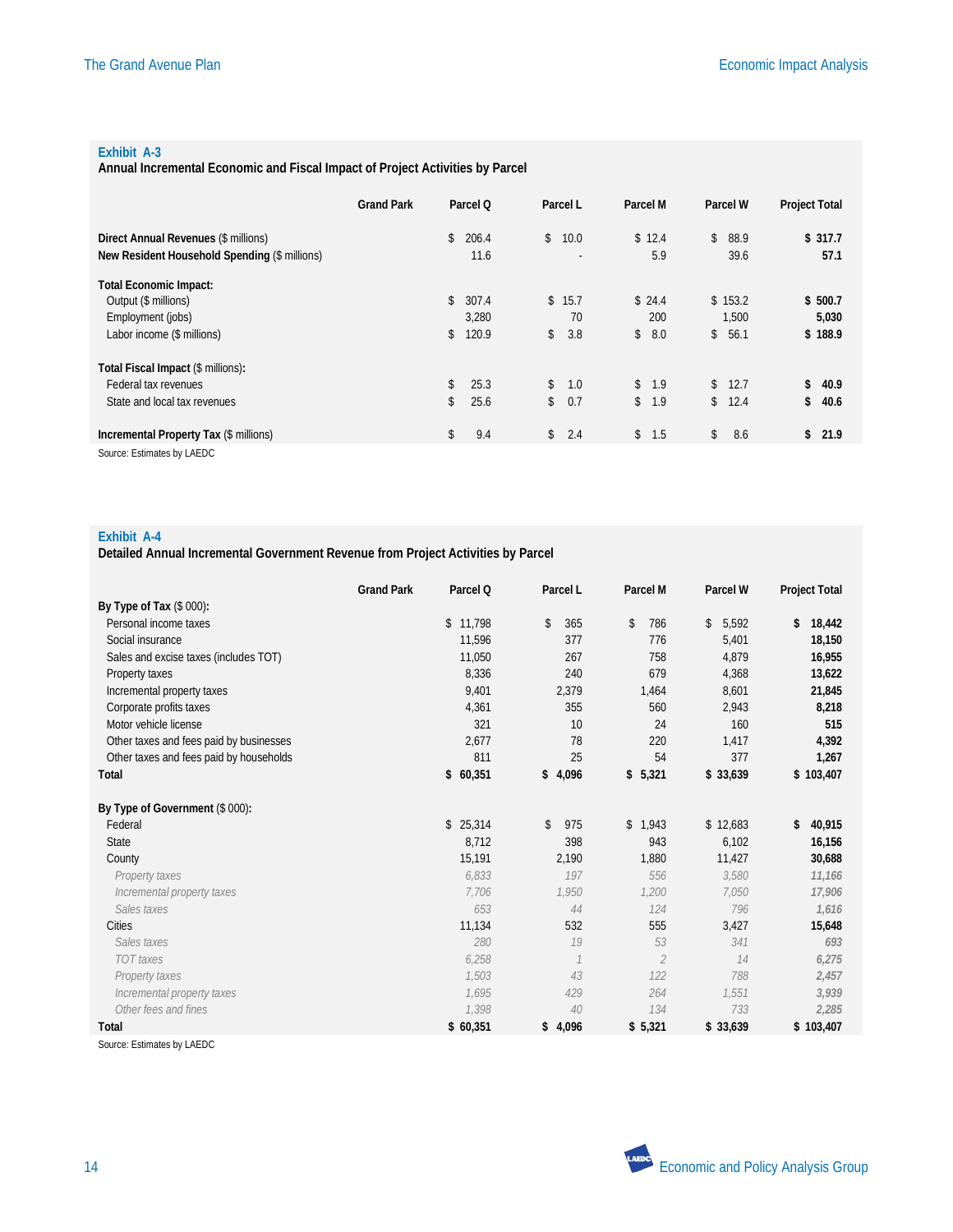**Exhibit A-3**

**Annual Incremental Economic and Fiscal Impact of Project Activities by Parcel**

| | Grand Park | Parcel Q | Parcel L | Parcel M | Parcel W | Project Total |
|---|---|---|---|---|---|---|
| **Direct Annual Revenues** ($ millions) | | $ 206.4 | $ 10.0 | $ 12.4 | $ 88.9 | **$ 317.7** |
| **New Resident Household Spending** ($ millions) | | 11.6 | - | 5.9 | 39.6 | **57.1** |
| **Total Economic Impact:** | | | | | | |
| Output ($ millions) | | $ 307.4 | $ 15.7 | $ 24.4 | $ 153.2 | **$ 500.7** |
| Employment (jobs) | | 3,280 | 70 | 200 | 1,500 | **5,030** |
| Labor income ($ millions) | | $ 120.9 | $ 3.8 | $ 8.0 | $ 56.1 | **$ 188.9** |
| **Total Fiscal Impact** ($ millions)**:** | | | | | | |
| Federal tax revenues | | $ 25.3 | $ 1.0 | $ 1.9 | $ 12.7 | **$ 40.9** |
| State and local tax revenues | | $ 25.6 | $ 0.7 | $ 1.9 | $ 12.4 | **$ 40.6** |
| **Incremental Property Tax** ($ millions) | | $ 9.4 | $ 2.4 | $ 1.5 | $ 8.6 | **$ 21.9** |

Source: Estimates by LAEDC

**Exhibit A-4**

**Detailed Annual Incremental Government Revenue from Project Activities by Parcel**

| | Grand Park | Parcel Q | Parcel L | Parcel M | Parcel W | Project Total |
|---|---|---|---|---|---|---|
| **By Type of Tax** ($ 000)**:** | | | | | | |
| Personal income taxes | | $ 11,798 | $ 365 | $ 786 | $ 5,592 | **$ 18,442** |
| Social insurance | | 11,596 | 377 | 776 | 5,401 | **18,150** |
| Sales and excise taxes (includes TOT) | | 11,050 | 267 | 758 | 4,879 | **16,955** |
| Property taxes | | 8,336 | 240 | 679 | 4,368 | **13,622** |
| Incremental property taxes | | 9,401 | 2,379 | 1,464 | 8,601 | **21,845** |
| Corporate profits taxes | | 4,361 | 355 | 560 | 2,943 | **8,218** |
| Motor vehicle license | | 321 | 10 | 24 | 160 | **515** |
| Other taxes and fees paid by businesses | | 2,677 | 78 | 220 | 1,417 | **4,392** |
| Other taxes and fees paid by households | | 811 | 25 | 54 | 377 | **1,267** |
| **Total** | | **$ 60,351** | **$ 4,096** | **$ 5,321** | **$ 33,639** | **$ 103,407** |
| **By Type of Government** ($ 000)**:** | | | | | | |
| Federal | | $ 25,314 | $ 975 | $ 1,943 | $ 12,683 | **$ 40,915** |
| State | | 8,712 | 398 | 943 | 6,102 | **16,156** |
| County | | 15,191 | 2,190 | 1,880 | 11,427 | **30,688** |
| *Property taxes* | | *6,833* | *197* | *556* | *3,580* | ***11,166*** |
| *Incremental property taxes* | | *7,706* | *1,950* | *1,200* | *7,050* | ***17,906*** |
| *Sales taxes* | | *653* | *44* | *124* | *796* | ***1,616*** |
| Cities | | 11,134 | 532 | 555 | 3,427 | **15,648** |
| *Sales taxes* | | *280* | *19* | *53* | *341* | ***693*** |
| *TOT taxes* | | *6,258* | *1* | *2* | *14* | ***6,275*** |
| *Property taxes* | | *1,503* | *43* | *122* | *788* | ***2,457*** |
| *Incremental property taxes* | | *1,695* | *429* | *264* | *1,551* | ***3,939*** |
| *Other fees and fines* | | *1,398* | *40* | *134* | *733* | ***2,285*** |
| **Total** | | **$ 60,351** | **$ 4,096** | **$ 5,321** | **$ 33,639** | **$ 103,407** |

Source: Estimates by LAEDC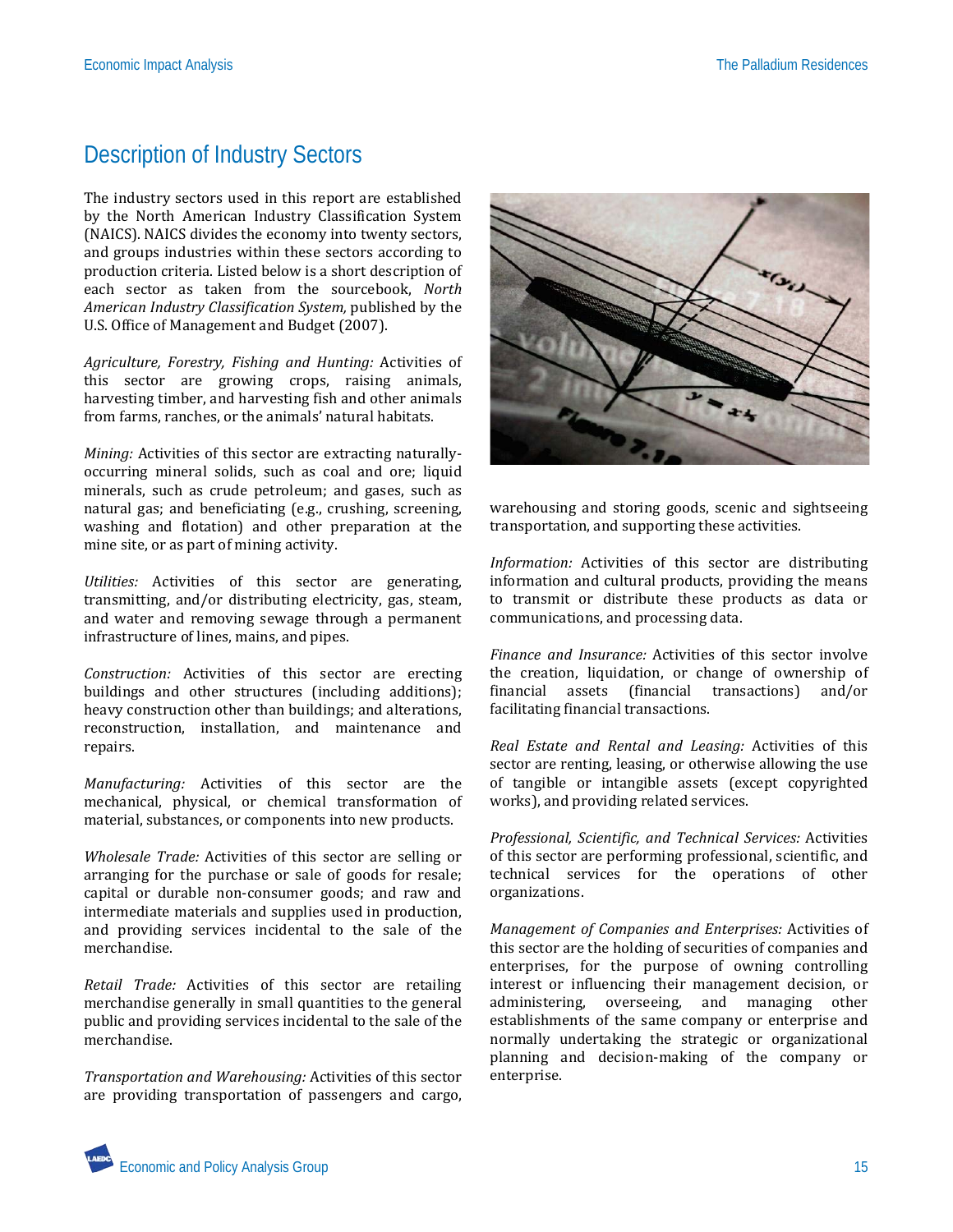## Description of Industry Sectors

The industry sectors used in this report are established by the North American Industry Classification System (NAICS). NAICS divides the economy into twenty sectors, and groups industries within these sectors according to production criteria. Listed below is a short description of each sector as taken from the sourcebook, *North American Industry Classification System,* published by the U.S. Office of Management and Budget (2007).

*Agriculture, Forestry, Fishing and Hunting:* Activities of this sector are growing crops, raising animals, harvesting timber, and harvesting fish and other animals from farms, ranches, or the animals' natural habitats.

*Mining:* Activities of this sector are extracting naturally-occurring mineral solids, such as coal and ore; liquid minerals, such as crude petroleum; and gases, such as natural gas; and beneficiating (e.g., crushing, screening, washing and flotation) and other preparation at the mine site, or as part of mining activity.

*Utilities:* Activities of this sector are generating, transmitting, and/or distributing electricity, gas, steam, and water and removing sewage through a permanent infrastructure of lines, mains, and pipes.

*Construction:* Activities of this sector are erecting buildings and other structures (including additions); heavy construction other than buildings; and alterations, reconstruction, installation, and maintenance and repairs.

*Manufacturing:* Activities of this sector are the mechanical, physical, or chemical transformation of material, substances, or components into new products.

*Wholesale Trade:* Activities of this sector are selling or arranging for the purchase or sale of goods for resale; capital or durable non-consumer goods; and raw and intermediate materials and supplies used in production, and providing services incidental to the sale of the merchandise.

*Retail Trade:* Activities of this sector are retailing merchandise generally in small quantities to the general public and providing services incidental to the sale of the merchandise.

*Transportation and Warehousing:* Activities of this sector are providing transportation of passengers and cargo, warehousing and storing goods, scenic and sightseeing transportation, and supporting these activities.

*Information:* Activities of this sector are distributing information and cultural products, providing the means to transmit or distribute these products as data or communications, and processing data.

*Finance and Insurance:* Activities of this sector involve the creation, liquidation, or change of ownership of financial assets (financial transactions) and/or facilitating financial transactions.

*Real Estate and Rental and Leasing:* Activities of this sector are renting, leasing, or otherwise allowing the use of tangible or intangible assets (except copyrighted works), and providing related services.

*Professional, Scientific, and Technical Services:* Activities of this sector are performing professional, scientific, and technical services for the operations of other organizations.

*Management of Companies and Enterprises:* Activities of this sector are the holding of securities of companies and enterprises, for the purpose of owning controlling interest or influencing their management decision, or administering, overseeing, and managing other establishments of the same company or enterprise and normally undertaking the strategic or organizational planning and decision-making of the company or enterprise.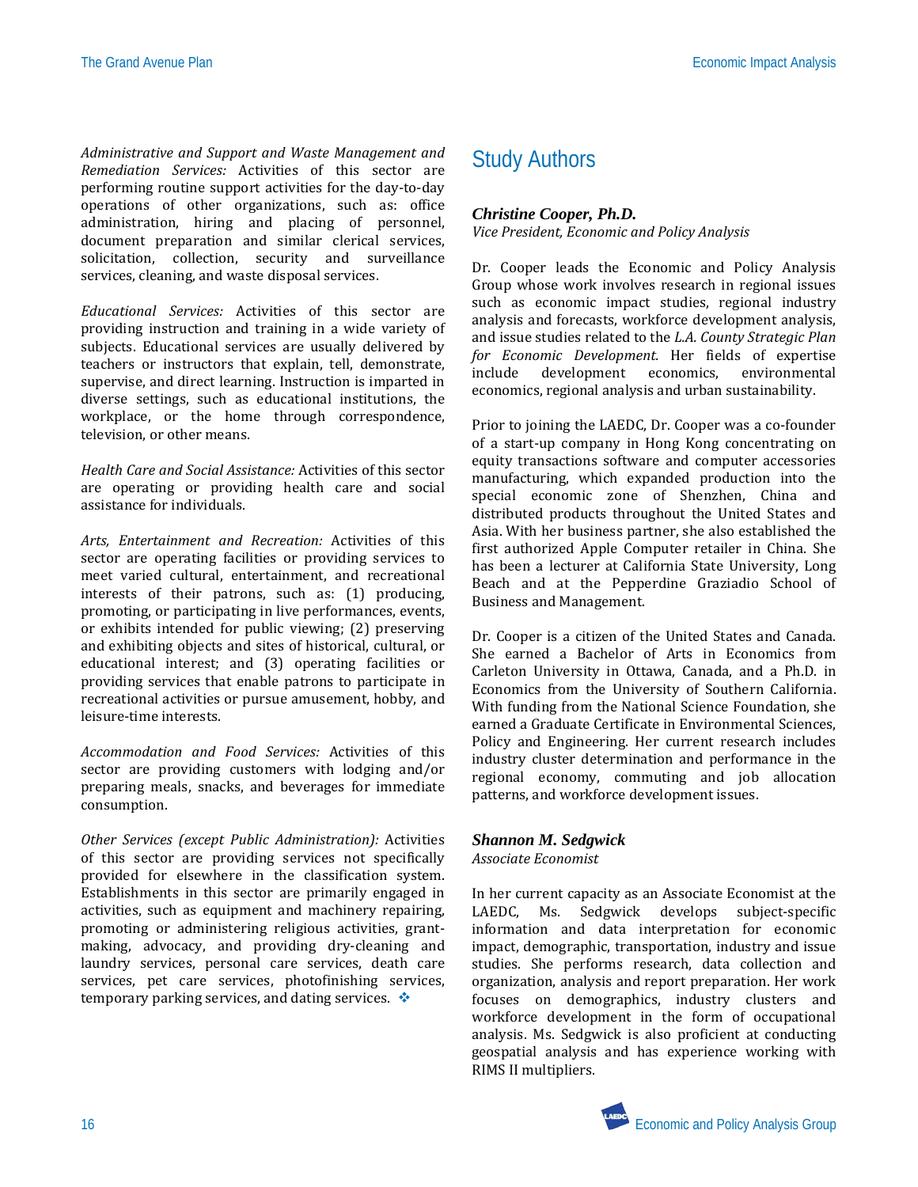*Administrative and Support and Waste Management and Remediation Services:* Activities of this sector are performing routine support activities for the day-to-day operations of other organizations, such as: office administration, hiring and placing of personnel, document preparation and similar clerical services, solicitation, collection, security and surveillance services, cleaning, and waste disposal services.

*Educational Services:* Activities of this sector are providing instruction and training in a wide variety of subjects. Educational services are usually delivered by teachers or instructors that explain, tell, demonstrate, supervise, and direct learning. Instruction is imparted in diverse settings, such as educational institutions, the workplace, or the home through correspondence, television, or other means.

*Health Care and Social Assistance:* Activities of this sector are operating or providing health care and social assistance for individuals.

*Arts, Entertainment and Recreation:* Activities of this sector are operating facilities or providing services to meet varied cultural, entertainment, and recreational interests of their patrons, such as: (1) producing, promoting, or participating in live performances, events, or exhibits intended for public viewing; (2) preserving and exhibiting objects and sites of historical, cultural, or educational interest; and (3) operating facilities or providing services that enable patrons to participate in recreational activities or pursue amusement, hobby, and leisure-time interests.

*Accommodation and Food Services:* Activities of this sector are providing customers with lodging and/or preparing meals, snacks, and beverages for immediate consumption.

*Other Services (except Public Administration):* Activities of this sector are providing services not specifically provided for elsewhere in the classification system. Establishments in this sector are primarily engaged in activities, such as equipment and machinery repairing, promoting or administering religious activities, grant-making, advocacy, and providing dry-cleaning and laundry services, personal care services, death care services, pet care services, photofinishing services, temporary parking services, and dating services. ❖

## Study Authors

### Christine Cooper, Ph.D.

*Vice President, Economic and Policy Analysis*

Dr. Cooper leads the Economic and Policy Analysis Group whose work involves research in regional issues such as economic impact studies, regional industry analysis and forecasts, workforce development analysis, and issue studies related to the *L.A. County Strategic Plan for Economic Development.* Her fields of expertise include development economics, environmental economics, regional analysis and urban sustainability.

Prior to joining the LAEDC, Dr. Cooper was a co-founder of a start-up company in Hong Kong concentrating on equity transactions software and computer accessories manufacturing, which expanded production into the special economic zone of Shenzhen, China and distributed products throughout the United States and Asia. With her business partner, she also established the first authorized Apple Computer retailer in China. She has been a lecturer at California State University, Long Beach and at the Pepperdine Graziadio School of Business and Management.

Dr. Cooper is a citizen of the United States and Canada. She earned a Bachelor of Arts in Economics from Carleton University in Ottawa, Canada, and a Ph.D. in Economics from the University of Southern California. With funding from the National Science Foundation, she earned a Graduate Certificate in Environmental Sciences, Policy and Engineering. Her current research includes industry cluster determination and performance in the regional economy, commuting and job allocation patterns, and workforce development issues.

### Shannon M. Sedgwick

*Associate Economist*

In her current capacity as an Associate Economist at the LAEDC, Ms. Sedgwick develops subject-specific information and data interpretation for economic impact, demographic, transportation, industry and issue studies. She performs research, data collection and organization, analysis and report preparation. Her work focuses on demographics, industry clusters and workforce development in the form of occupational analysis. Ms. Sedgwick is also proficient at conducting geospatial analysis and has experience working with RIMS II multipliers.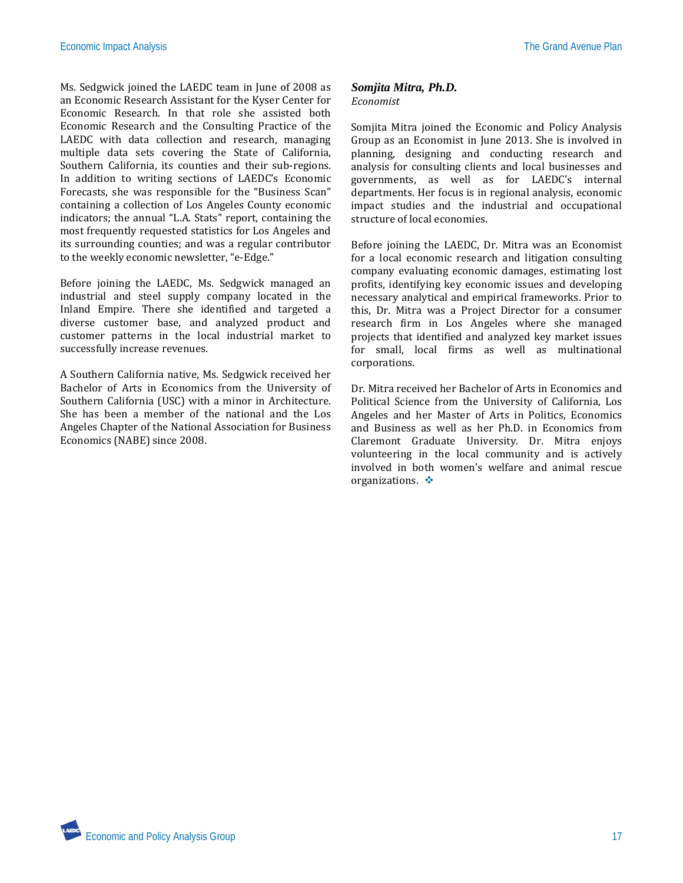Ms. Sedgwick joined the LAEDC team in June of 2008 as an Economic Research Assistant for the Kyser Center for Economic Research. In that role she assisted both Economic Research and the Consulting Practice of the LAEDC with data collection and research, managing multiple data sets covering the State of California, Southern California, its counties and their sub-regions. In addition to writing sections of LAEDC's Economic Forecasts, she was responsible for the "Business Scan" containing a collection of Los Angeles County economic indicators; the annual "L.A. Stats" report, containing the most frequently requested statistics for Los Angeles and its surrounding counties; and was a regular contributor to the weekly economic newsletter, "e-Edge."

Before joining the LAEDC, Ms. Sedgwick managed an industrial and steel supply company located in the Inland Empire. There she identified and targeted a diverse customer base, and analyzed product and customer patterns in the local industrial market to successfully increase revenues.

A Southern California native, Ms. Sedgwick received her Bachelor of Arts in Economics from the University of Southern California (USC) with a minor in Architecture. She has been a member of the national and the Los Angeles Chapter of the National Association for Business Economics (NABE) since 2008.

### *Somjita Mitra, Ph.D.*

*Economist*

Somjita Mitra joined the Economic and Policy Analysis Group as an Economist in June 2013. She is involved in planning, designing and conducting research and analysis for consulting clients and local businesses and governments, as well as for LAEDC's internal departments. Her focus is in regional analysis, economic impact studies and the industrial and occupational structure of local economies.

Before joining the LAEDC, Dr. Mitra was an Economist for a local economic research and litigation consulting company evaluating economic damages, estimating lost profits, identifying key economic issues and developing necessary analytical and empirical frameworks. Prior to this, Dr. Mitra was a Project Director for a consumer research firm in Los Angeles where she managed projects that identified and analyzed key market issues for small, local firms as well as multinational corporations.

Dr. Mitra received her Bachelor of Arts in Economics and Political Science from the University of California, Los Angeles and her Master of Arts in Politics, Economics and Business as well as her Ph.D. in Economics from Claremont Graduate University. Dr. Mitra enjoys volunteering in the local community and is actively involved in both women's welfare and animal rescue organizations. ❖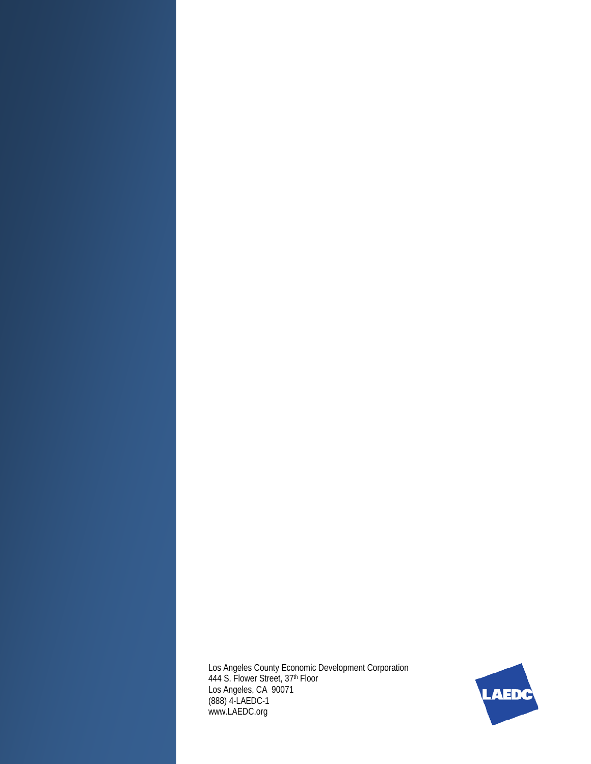Los Angeles County Economic Development Corporation
444 S. Flower Street, 37th Floor
Los Angeles, CA 90071
(888) 4-LAEDC-1
www.LAEDC.org

LAEDC